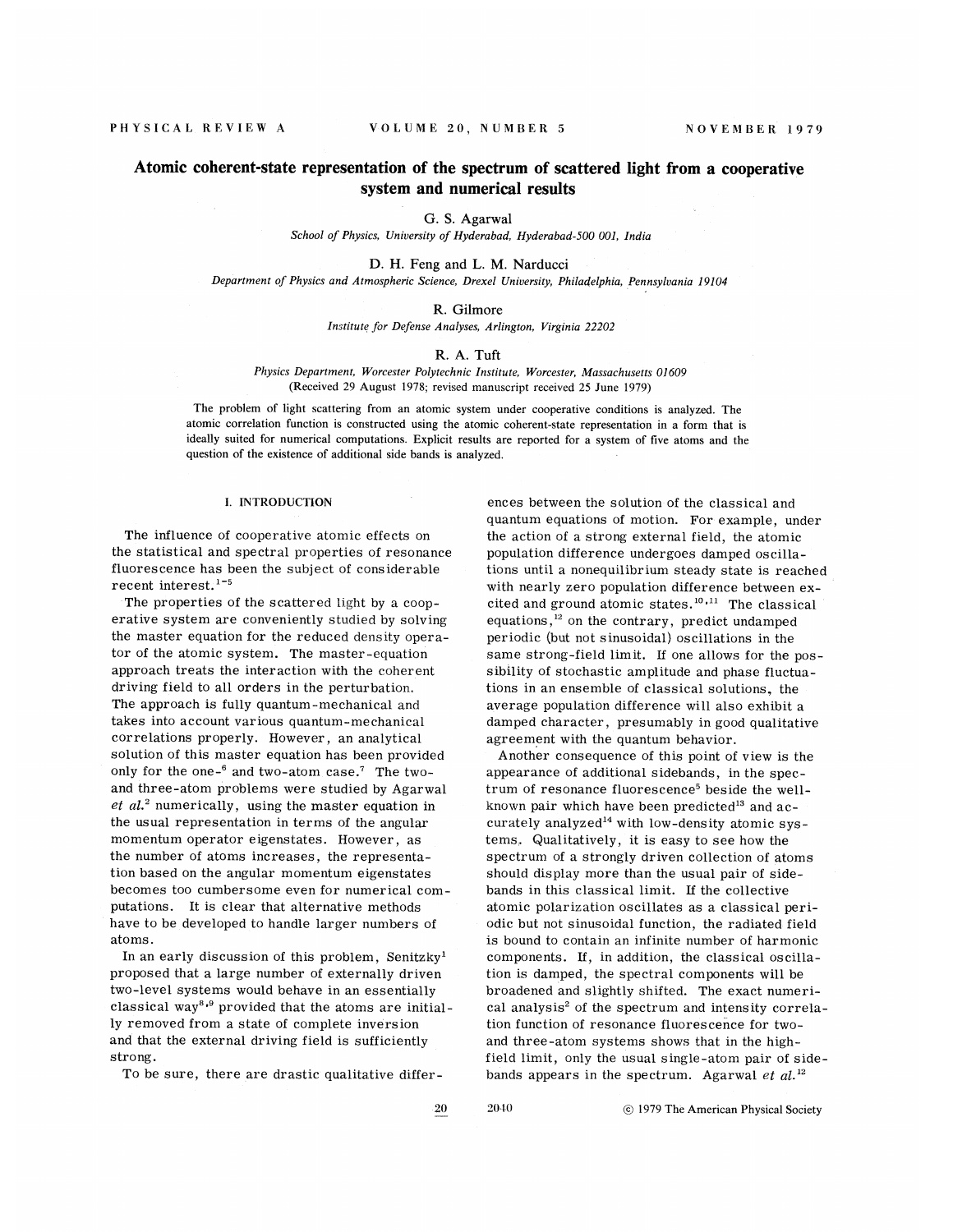# Atomic coherent-state representation of the spectrum of scattered light from a cooperative system and numerical results

G. S. Agarwal

*School of Physics, University of Hyderabad, Hyderabad-500 001, India*

D. H. Feng and L. M. Narducci

*Department of Physics and Atmospheric Science, Drexel University, Philadelphia, Pennsylvania 19104*

R. Gilmore

*Institute for Defense Analyses, Arlington, Virginia 22202*

R. A. Tuft

*Physics Department, Worcester Polytechnic Institute, Worcester, Massachusetts 01609*

(Received 29 August 1978; revised manuscript received 25 June 1979)

The problem of light scattering from an atomic system under cooperative conditions is analyzed. The atomic correlation function is constructed using the atomic coherent-state representation in a form that is ideally suited for numerical computations. Explicit results are reported for a system of five atoms and the question of the existence of additional side bands is analyzed.

## I. INTRODUCTION

The influence of cooperative atomic effects on the statistical and spectral properties of resonance fluorescence has been the subject of considerable recent interest.[1-5]

The properties of the scattered light by a cooperative system are conveniently studied by solving the master equation for the reduced density operator of the atomic system. The master-equation approach treats the interaction with the coherent driving field to all orders in the perturbation. The approach is fully quantum-mechanical and takes into account various quantum-mechanical correlations properly. However, an analytical solution of this master equation has been provided only for the one-[6] and two-atom case.[7] The two- and three-atom problems were studied by Agarwal *et al.*[2] numerically, using the master equation in the usual representation in terms of the angular momentum operator eigenstates. However, as the number of atoms increases, the representation based on the angular momentum eigenstates becomes too cumbersome even for numerical computations. It is clear that alternative methods have to be developed to handle larger numbers of atoms.

In an early discussion of this problem, Senitzky[1] proposed that a large number of externally driven two-level systems would behave in an essentially classical way[8,9] provided that the atoms are initially removed from a state of complete inversion and that the external driving field is sufficiently strong.

To be sure, there are drastic qualitative differences between the solution of the classical and quantum equations of motion. For example, under the action of a strong external field, the atomic population difference undergoes damped oscillations until a nonequilibrium steady state is reached with nearly zero population difference between excited and ground atomic states.[10,11] The classical equations,[12] on the contrary, predict undamped periodic (but not sinusoidal) oscillations in the same strong-field limit. If one allows for the possibility of stochastic amplitude and phase fluctuations in an ensemble of classical solutions, the average population difference will also exhibit a damped character, presumably in good qualitative agreement with the quantum behavior.

Another consequence of this point of view is the appearance of additional sidebands, in the spectrum of resonance fluorescence[5] beside the well-known pair which have been predicted[13] and accurately analyzed[14] with low-density atomic systems. Qualitatively, it is easy to see how the spectrum of a strongly driven collection of atoms should display more than the usual pair of sidebands in this classical limit. If the collective atomic polarization oscillates as a classical periodic but not sinusoidal function, the radiated field is bound to contain an infinite number of harmonic components. If, in addition, the classical oscillation is damped, the spectral components will be broadened and slightly shifted. The exact numerical analysis[2] of the spectrum and intensity correlation function of resonance fluorescence for two- and three-atom systems shows that in the high-field limit, only the usual single-atom pair of sidebands appears in the spectrum. Agarwal *et al.*[12]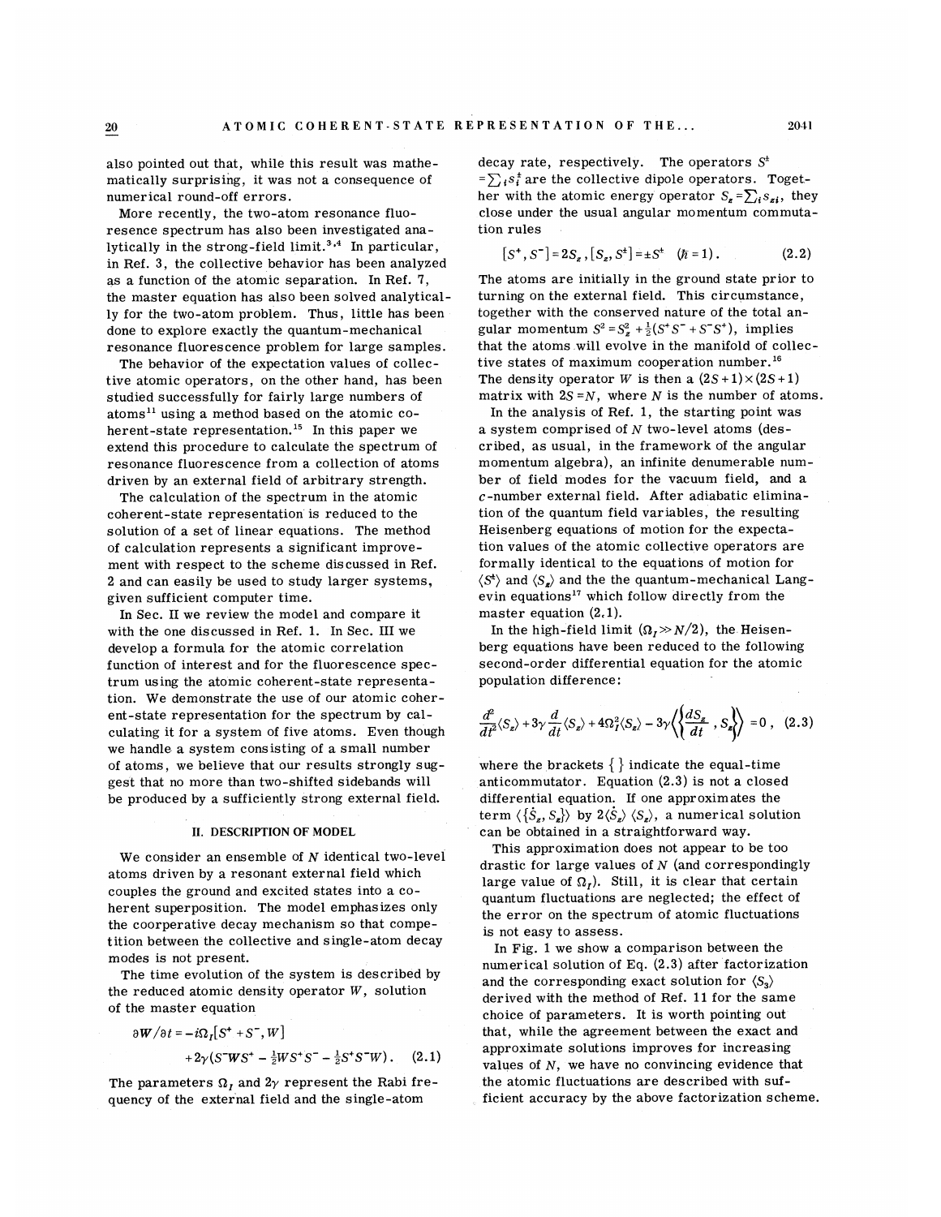also pointed out that, while this result was mathematically surprising, it was not a consequence of numerical round-off errors.

More recently, the two-atom resonance fluoresence spectrum has also been investigated analytically in the strong-field limit.[3,4] In particular, in Ref. 3, the collective behavior has been analyzed as a function of the atomic separation. In Ref. 7, the master equation has also been solved analytically for the two-atom problem. Thus, little has been done to explore exactly the quantum-mechanical resonance fluorescence problem for large samples.

The behavior of the expectation values of collective atomic operators, on the other hand, has been studied successfully for fairly large numbers of atoms[11] using a method based on the atomic coherent-state representation.[15] In this paper we extend this procedure to calculate the spectrum of resonance fluorescence from a collection of atoms driven by an external field of arbitrary strength.

The calculation of the spectrum in the atomic coherent-state representation is reduced to the solution of a set of linear equations. The method of calculation represents a significant improvement with respect to the scheme discussed in Ref. 2 and can easily be used to study larger systems, given sufficient computer time.

In Sec. II we review the model and compare it with the one discussed in Ref. 1. In Sec. III we develop a formula for the atomic correlation function of interest and for the fluorescence spectrum using the atomic coherent-state representation. We demonstrate the use of our atomic coherent-state representation for the spectrum by calculating it for a system of five atoms. Even though we handle a system consisting of a small number of atoms, we believe that our results strongly suggest that no more than two-shifted sidebands will be produced by a sufficiently strong external field.

## II. DESCRIPTION OF MODEL

We consider an ensemble of $N$ identical two-level atoms driven by a resonant external field which couples the ground and excited states into a coherent superposition. The model emphasizes only the coorperative decay mechanism so that competition between the collective and single-atom decay modes is not present.

The time evolution of the system is described by the reduced atomic density operator $W$, solution of the master equation

$$\partial W/\partial t = -i\Omega_I[S^+ + S^-, W] + 2\gamma(S^- W S^+ - \tfrac{1}{2}W S^+ S^- - \tfrac{1}{2}S^+ S^- W). \quad (2.1)$$

The parameters $\Omega_I$ and $2\gamma$ represent the Rabi frequency of the external field and the single-atom decay rate, respectively. The operators $S^{\pm} = \sum_i s_i^{\pm}$ are the collective dipole operators. Together with the atomic energy operator $S_z = \sum_i s_{zi}$, they close under the usual angular momentum commutation rules

$$[S^+, S^-] = 2S_z\,, [S_z, S^{\pm}] = \pm S^{\pm} \quad (\hbar = 1)\,. \quad (2.2)$$

The atoms are initially in the ground state prior to turning on the external field. This circumstance, together with the conserved nature of the total angular momentum $S^2 = S_z^2 + \frac{1}{2}(S^+S^- + S^-S^+)$, implies that the atoms will evolve in the manifold of collective states of maximum cooperation number.[16] The density operator $W$ is then a $(2S+1)\times(2S+1)$ matrix with $2S = N$, where $N$ is the number of atoms.

In the analysis of Ref. 1, the starting point was a system comprised of $N$ two-level atoms (described, as usual, in the framework of the angular momentum algebra), an infinite denumerable number of field modes for the vacuum field, and a $c$-number external field. After adiabatic elimination of the quantum field variables, the resulting Heisenberg equations of motion for the expectation values of the atomic collective operators are formally identical to the equations of motion for $\langle S^{\pm}\rangle$ and $\langle S_z\rangle$ and the the quantum-mechanical Langevin equations[17] which follow directly from the master equation (2.1).

In the high-field limit ($\Omega_I \gg N/2$), the Heisenberg equations have been reduced to the following second-order differential equation for the atomic population difference:

$$\frac{d^2}{dt^2}\langle S_z\rangle + 3\gamma\frac{d}{dt}\langle S_z\rangle + 4\Omega_I^2\langle S_z\rangle - 3\gamma\left\langle\left\{\frac{dS_z}{dt}, S_z\right\}\right\rangle = 0\,, \quad (2.3)$$

where the brackets $\{\,\}$ indicate the equal-time anticommutator. Equation (2.3) is not a closed differential equation. If one approximates the term $\langle\{\dot{S}_z, S_z\}\rangle$ by $2\langle\dot{S}_z\rangle\langle S_z\rangle$, a numerical solution can be obtained in a straightforward way.

This approximation does not appear to be too drastic for large values of $N$ (and correspondingly large value of $\Omega_I$). Still, it is clear that certain quantum fluctuations are neglected; the effect of the error on the spectrum of atomic fluctuations is not easy to assess.

In Fig. 1 we show a comparison between the numerical solution of Eq. (2.3) after factorization and the corresponding exact solution for $\langle S_3\rangle$ derived with the method of Ref. 11 for the same choice of parameters. It is worth pointing out that, while the agreement between the exact and approximate solutions improves for increasing values of $N$, we have no convincing evidence that the atomic fluctuations are described with sufficient accuracy by the above factorization scheme.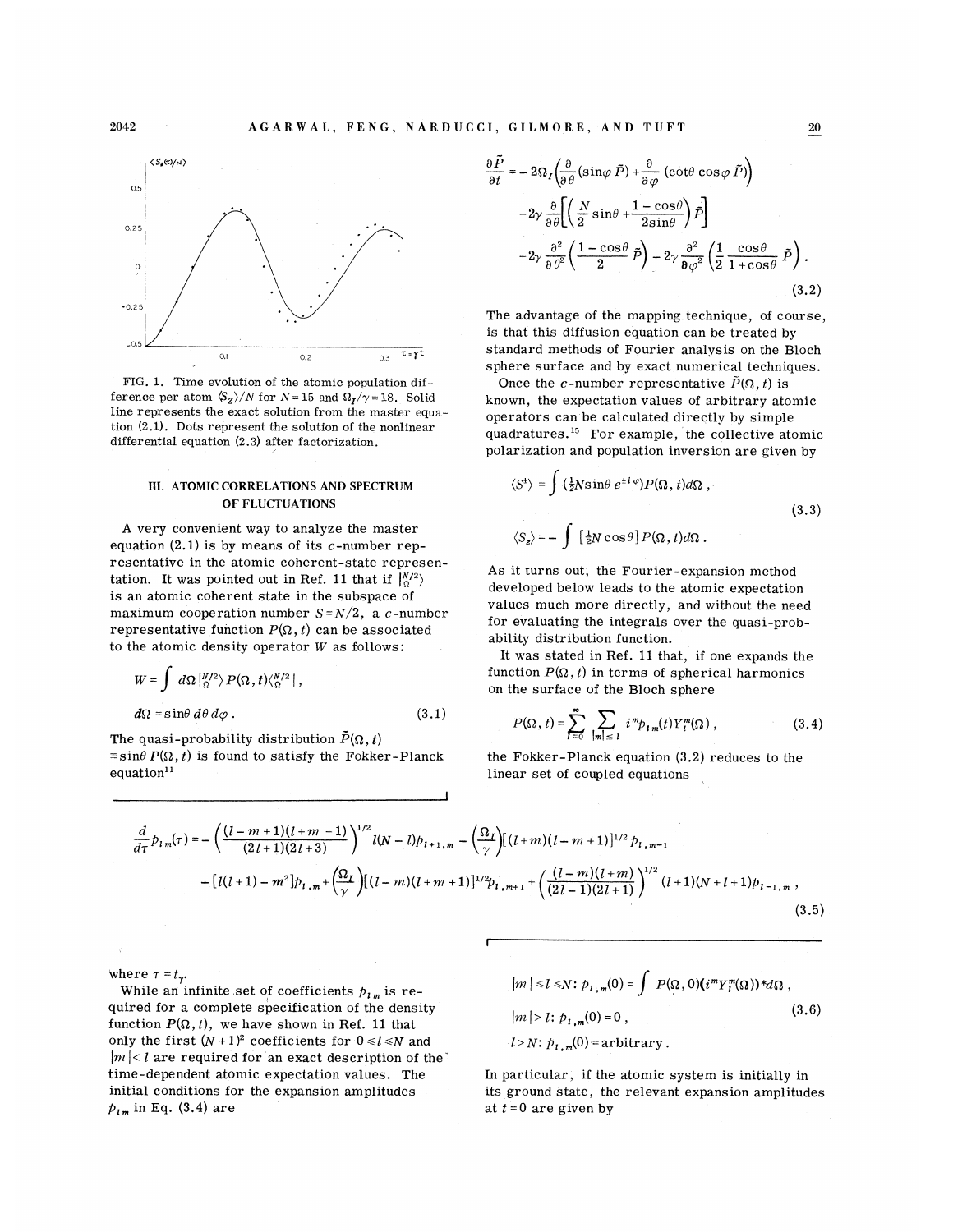FIG. 1. Time evolution of the atomic population difference per atom $\langle S_z\rangle/N$ for $N=15$ and $\Omega_I/\gamma=18$. Solid line represents the exact solution from the master equation (2.1). Dots represent the solution of the nonlinear differential equation (2.3) after factorization.

## III. ATOMIC CORRELATIONS AND SPECTRUM OF FLUCTUATIONS

A very convenient way to analyze the master equation (2.1) is by means of its $c$-number representative in the atomic coherent-state representation. It was pointed out in Ref. 11 that if $|{}^{N/2}_{\Omega}\rangle$ is an atomic coherent state in the subspace of maximum cooperation number $S=N/2$, a $c$-number representative function $P(\Omega,t)$ can be associated to the atomic density operator $W$ as follows:

$$W=\int d\Omega\, |{}^{N/2}_{\Omega}\rangle\, P(\Omega,t)\langle{}^{N/2}_{\Omega}|\,,$$

$$d\Omega=\sin\theta\, d\theta\, d\varphi\,. \tag{3.1}$$

The quasi-probability distribution $\tilde{P}(\Omega,t)\equiv\sin\theta\, P(\Omega,t)$ is found to satisfy the Fokker-Planck equation[11]

$$\frac{\partial\tilde{P}}{\partial t}=-2\Omega_I\left(\frac{\partial}{\partial\theta}(\sin\varphi\,\tilde{P})+\frac{\partial}{\partial\varphi}(\cot\theta\cos\varphi\,\tilde{P})\right)+2\gamma\frac{\partial}{\partial\theta}\left[\left(\frac{N}{2}\sin\theta+\frac{1-\cos\theta}{2\sin\theta}\right)\tilde{P}\right]+2\gamma\frac{\partial^2}{\partial\theta^2}\left(\frac{1-\cos\theta}{2}\tilde{P}\right)-2\gamma\frac{\partial^2}{\partial\varphi^2}\left(\frac{1}{2}\frac{\cos\theta}{1+\cos\theta}\tilde{P}\right). \tag{3.2}$$

The advantage of the mapping technique, of course, is that this diffusion equation can be treated by standard methods of Fourier analysis on the Bloch sphere surface and by exact numerical techniques.

Once the $c$-number representative $\tilde{P}(\Omega,t)$ is known, the expectation values of arbitrary atomic operators can be calculated directly by simple quadratures.[15] For example, the collective atomic polarization and population inversion are given by

$$\langle S^{\pm}\rangle=\int(\tfrac{1}{2}N\sin\theta\, e^{\pm i\varphi})P(\Omega,t)d\Omega\,,$$

$$\langle S_z\rangle=-\int\left[\tfrac{1}{2}N\cos\theta\right]P(\Omega,t)d\Omega\,. \tag{3.3}$$

As it turns out, the Fourier-expansion method developed below leads to the atomic expectation values much more directly, and without the need for evaluating the integrals over the quasi-probability distribution function.

It was stated in Ref. 11 that, if one expands the function $P(\Omega,t)$ in terms of spherical harmonics on the surface of the Bloch sphere

$$P(\Omega,t)=\sum_{l=0}^{\infty}\sum_{|m|\le l} i^m p_{lm}(t)Y_l^m(\Omega)\,, \tag{3.4}$$

the Fokker-Planck equation (3.2) reduces to the linear set of coupled equations

$$\frac{d}{d\tau}p_{lm}(\tau)=-\left(\frac{(l-m+1)(l+m+1)}{(2l+1)(2l+3)}\right)^{1/2}l(N-l)p_{l+1,m}-\left(\frac{\Omega_I}{\gamma}\right)[(l+m)(l-m+1)]^{1/2}p_{l,m-1}-[l(l+1)-m^2]p_{l,m}+\left(\frac{\Omega_I}{\gamma}\right)[(l-m)(l+m+1)]^{1/2}p_{l,m+1}+\left(\frac{(l-m)(l+m)}{(2l-1)(2l+1)}\right)^{1/2}(l+1)(N+l+1)p_{l-1,m}\,, \tag{3.5}$$

where $\tau=t_\gamma$.

While an infinite set of coefficients $p_{lm}$ is required for a complete specification of the density function $P(\Omega,t)$, we have shown in Ref. 11 that only the first $(N+1)^2$ coefficients for $0\le l\le N$ and $|m|<l$ are required for an exact description of the time-dependent atomic expectation values. The initial conditions for the expansion amplitudes $p_{lm}$ in Eq. (3.4) are

$$|m|\le l\le N:\ p_{l,m}(0)=\int P(\Omega,0)(i^mY_l^m(\Omega))^*d\Omega\,,$$

$$|m|>l:\ p_{l,m}(0)=0\,, \tag{3.6}$$

$$l>N:\ p_{l,m}(0)=\text{arbitrary}\,.$$

In particular, if the atomic system is initially in its ground state, the relevant expansion amplitudes at $t=0$ are given by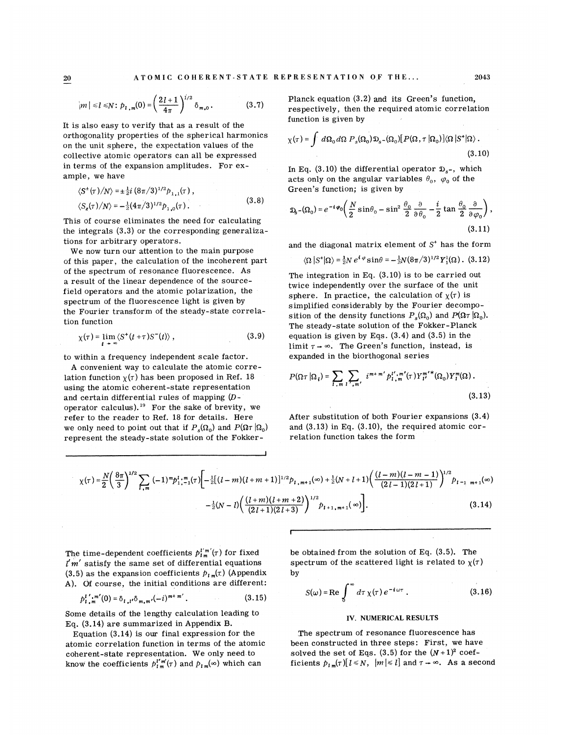$$|m| \leq l \leq N:\ p_{l,m}(0) = \left(\frac{2l+1}{4\pi}\right)^{1/2} \delta_{m,0}\,. \tag{3.7}$$

It is also easy to verify that as a result of the orthogonality properties of the spherical harmonics on the unit sphere, the expectation values of the collective atomic operators can all be expressed in terms of the expansion amplitudes. For example, we have

$$\langle S^{\pm}(\tau)/N\rangle = \pm\tfrac{1}{2}i\,(8\pi/3)^{1/2} p_{1,1}(\tau)\,,$$
$$\langle S_z(\tau)/N\rangle = -\tfrac{1}{2}(4\pi/3)^{1/2} p_{1,0}(\tau)\,. \tag{3.8}$$

This of course eliminates the need for calculating the integrals (3.3) or the corresponding generalizations for arbitrary operators.

We now turn our attention to the main purpose of this paper, the calculation of the incoherent part of the spectrum of resonance fluorescence. As a result of the linear dependence of the source-field operators and the atomic polarization, the spectrum of the fluorescence light is given by the Fourier transform of the steady-state correlation function

$$\chi(\tau) = \lim_{t\to\infty} \langle S^{+}(t+\tau)S^{-}(t)\rangle\,, \tag{3.9}$$

to within a frequency independent scale factor.

A convenient way to calculate the atomic correlation function $\chi(\tau)$ has been proposed in Ref. 18 using the atomic coherent-state representation and certain differential rules of mapping ($D$-operator calculus).[19] For the sake of brevity, we refer to the reader to Ref. 18 for details. Here we only need to point out that if $P_s(\Omega_0)$ and $P(\Omega\tau\,|\Omega_0)$ represent the steady-state solution of the Fokker-Planck equation (3.2) and its Green's function, respectively, then the required atomic correlation function is given by

$$\chi(\tau) = \int d\Omega_0\, d\Omega\, P_s(\Omega_0)\mathfrak{D}_{s^-}(\Omega_0)[P(\Omega,\tau\,|\Omega_0)]\langle\Omega\,|S^{+}|\Omega\rangle\,. \tag{3.10}$$

In Eq. (3.10) the differential operator $\mathfrak{D}_{s^-}$, which acts only on the angular variables $\theta_0$, $\varphi_0$ of the Green's function; is given by

$$\mathfrak{D}_{s^-}(\Omega_0) = e^{-i\varphi_0}\left(\frac{N}{2}\sin\theta_0 - \sin^2\frac{\theta_0}{2}\frac{\partial}{\partial\theta_0} - \frac{i}{2}\tan\frac{\theta_0}{2}\frac{\partial}{\partial\varphi_0}\right), \tag{3.11}$$

and the diagonal matrix element of $S^{+}$ has the form

$$\langle\Omega\,|S^{+}|\Omega\rangle = \tfrac{1}{2}N\,e^{i\varphi}\sin\theta = -\tfrac{1}{2}N(8\pi/3)^{1/2}Y_1^1(\Omega)\,. \tag{3.12}$$

The integration in Eq. (3.10) is to be carried out twice independently over the surface of the unit sphere. In practice, the calculation of $\chi(\tau)$ is simplified considerably by the Fourier decomposition of the density functions $P_s(\Omega_0)$ and $P(\Omega\tau\,|\Omega_0)$. The steady-state solution of the Fokker-Planck equation is given by Eqs. (3.4) and (3.5) in the limit $\tau\to\infty$. The Green's function, instead, is expanded in the biorthogonal series

$$P(\Omega\tau\,|\Omega_i) = \sum_{l,m}\sum_{l',m'} i^{m+m'} p_{l,m}^{l',m'}(\tau)\,Y_{l'}^{m'*}(\Omega_0)\,Y_l^m(\Omega)\,. \tag{3.13}$$

After substitution of both Fourier expansions (3.4) and (3.13) in Eq. (3.10), the required atomic correlation function takes the form

$$\chi(\tau) = \frac{N}{2}\left(\frac{8\pi}{3}\right)^{1/2}\sum_{l,m}(-1)^m p_{1,-1}^{l,m}(\tau)\Bigg[-\tfrac{1}{2}[(l-m)(l+m+1)]^{1/2}p_{l,m+1}(\infty) + \tfrac{1}{2}(N+l+1)\left(\frac{(l-m)(l-m-1)}{(2l-1)(2l+1)}\right)^{1/2}p_{l-1\ m+1}(\infty)$$
$$-\tfrac{1}{2}(N-l)\left(\frac{(l+m)(l+m+2)}{(2l+1)(2l+3)}\right)^{1/2}p_{l+1,m+1}(\infty)\Bigg]. \tag{3.14}$$

The time-dependent coefficients $p_{l\,m}^{l'm'}(\tau)$ for fixed $l'm'$ satisfy the same set of differential equations (3.5) as the expansion coefficients $p_{l\,m}(\tau)$ (Appendix A). Of course, the initial conditions are different:

$$p_{l,m}^{l',m'}(0) = \delta_{l,l'}\delta_{m,m'}(-i)^{m+m'}\,. \tag{3.15}$$

Some details of the lengthy calculation leading to Eq. (3.14) are summarized in Appendix B.

Equation (3.14) is our final expression for the atomic correlation function in terms of the atomic coherent-state representation. We only need to know the coefficients $p_{l\,m}^{l'm'}(\tau)$ and $p_{l\,m}(\infty)$ which can be obtained from the solution of Eq. (3.5). The spectrum of the scattered light is related to $\chi(\tau)$ by

$$S(\omega) = \mathrm{Re}\int_0^{\infty} d\tau\,\chi(\tau)\,e^{-i\omega\tau}\,. \tag{3.16}$$

## IV. NUMERICAL RESULTS

The spectrum of resonance fluorescence has been constructed in three steps: First, we have solved the set of Eqs. (3.5) for the $(N+1)^2$ coefficients $p_{l\,m}(\tau)[l\leq N,\ |m|\leq l]$ and $\tau\to\infty$. As a second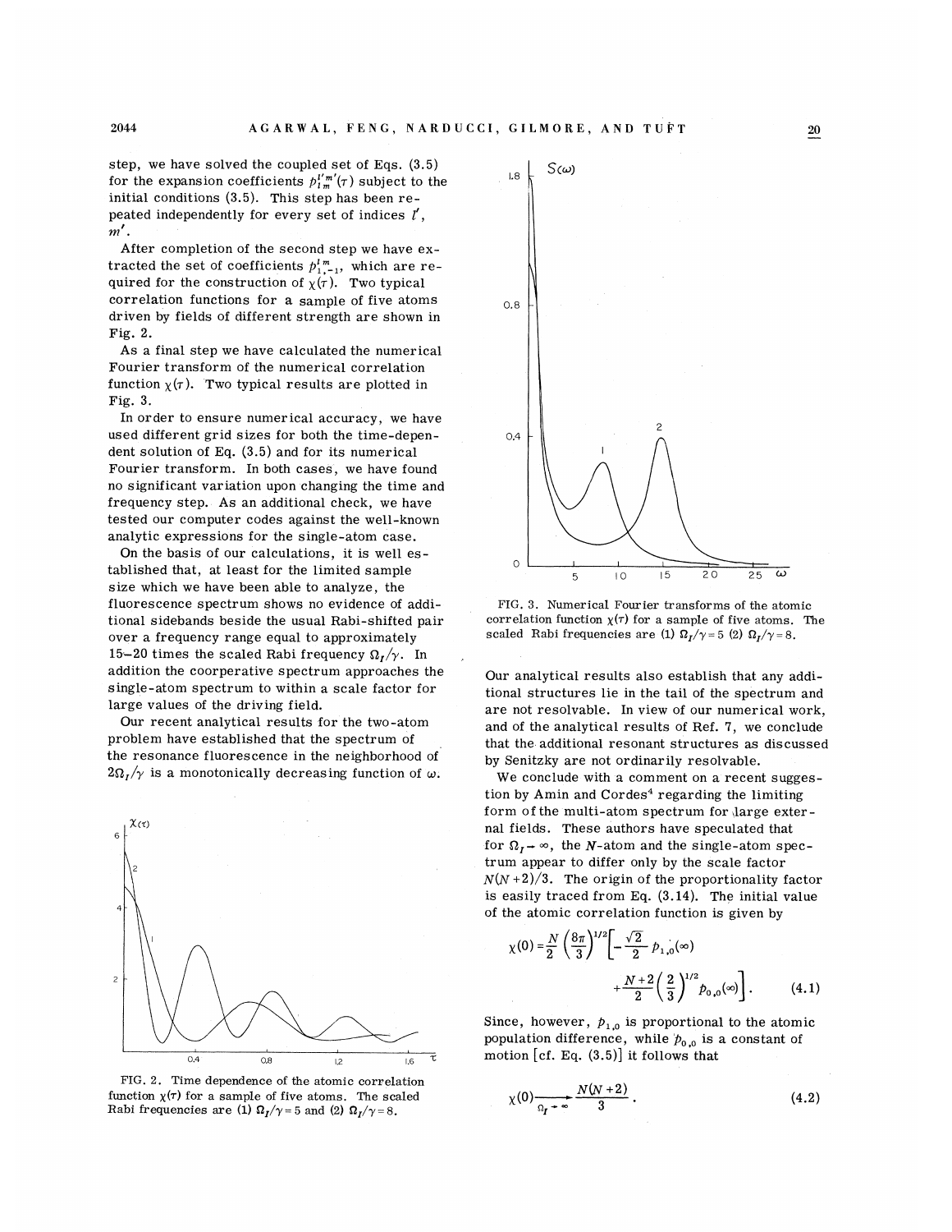step, we have solved the coupled set of Eqs. (3.5) for the expansion coefficients $p_{l\,m}^{l'm'}(\tau)$ subject to the initial conditions (3.5). This step has been repeated independently for every set of indices $l'$, $m'$.

After completion of the second step we have extracted the set of coefficients $p_{1,-1}^{l\,m}$, which are required for the construction of $\chi(\tau)$. Two typical correlation functions for a sample of five atoms driven by fields of different strength are shown in Fig. 2.

As a final step we have calculated the numerical Fourier transform of the numerical correlation function $\chi(\tau)$. Two typical results are plotted in Fig. 3.

In order to ensure numerical accuracy, we have used different grid sizes for both the time-dependent solution of Eq. (3.5) and for its numerical Fourier transform. In both cases, we have found no significant variation upon changing the time and frequency step. As an additional check, we have tested our computer codes against the well-known analytic expressions for the single-atom case.

On the basis of our calculations, it is well established that, at least for the limited sample size which we have been able to analyze, the fluorescence spectrum shows no evidence of additional sidebands beside the usual Rabi-shifted pair over a frequency range equal to approximately 15–20 times the scaled Rabi frequency $\Omega_I/\gamma$. In addition the coorperative spectrum approaches the single-atom spectrum to within a scale factor for large values of the driving field.

Our recent analytical results for the two-atom problem have established that the spectrum of the resonance fluorescence in the neighborhood of $2\Omega_I/\gamma$ is a monotonically decreasing function of $\omega$.

$\chi(\tau)$

6

4

2

0.4

0.8

1.2

1.6

$\tau$

1

2

FIG. 2. Time dependence of the atomic correlation function $\chi(\tau)$ for a sample of five atoms. The scaled Rabi frequencies are (1) $\Omega_I/\gamma = 5$ and (2) $\Omega_I/\gamma = 8$.

$S(\omega)$

1.8

0.8

0.4

0

5

10

15

20

25

$\omega$

1

2

FIG. 3. Numerical Fourier transforms of the atomic correlation function $\chi(\tau)$ for a sample of five atoms. The scaled Rabi frequencies are (1) $\Omega_I/\gamma = 5$ (2) $\Omega_I/\gamma = 8$.

Our analytical results also establish that any additional structures lie in the tail of the spectrum and are not resolvable. In view of our numerical work, and of the analytical results of Ref. 7, we conclude that the additional resonant structures as discussed by Senitzky are not ordinarily resolvable.

We conclude with a comment on a recent suggestion by Amin and Cordes[4] regarding the limiting form of the multi-atom spectrum for large external fields. These authors have speculated that for $\Omega_I \to \infty$, the $N$-atom and the single-atom spectrum appear to differ only by the scale factor $N(N+2)/3$. The origin of the proportionality factor is easily traced from Eq. (3.14). The initial value of the atomic correlation function is given by

$$\chi(0) = \frac{N}{2}\left(\frac{8\pi}{3}\right)^{1/2}\left[-\frac{\sqrt{2}}{2}\,p_{1,0}(\infty) + \frac{N+2}{2}\left(\frac{2}{3}\right)^{1/2} p_{0,0}(\infty)\right]. \tag{4.1}$$

Since, however, $p_{1,0}$ is proportional to the atomic population difference, while $p_{0,0}$ is a constant of motion [cf. Eq. (3.5)] it follows that

$$\chi(0) \xrightarrow[\Omega_I \to \infty]{} \frac{N(N+2)}{3}. \tag{4.2}$$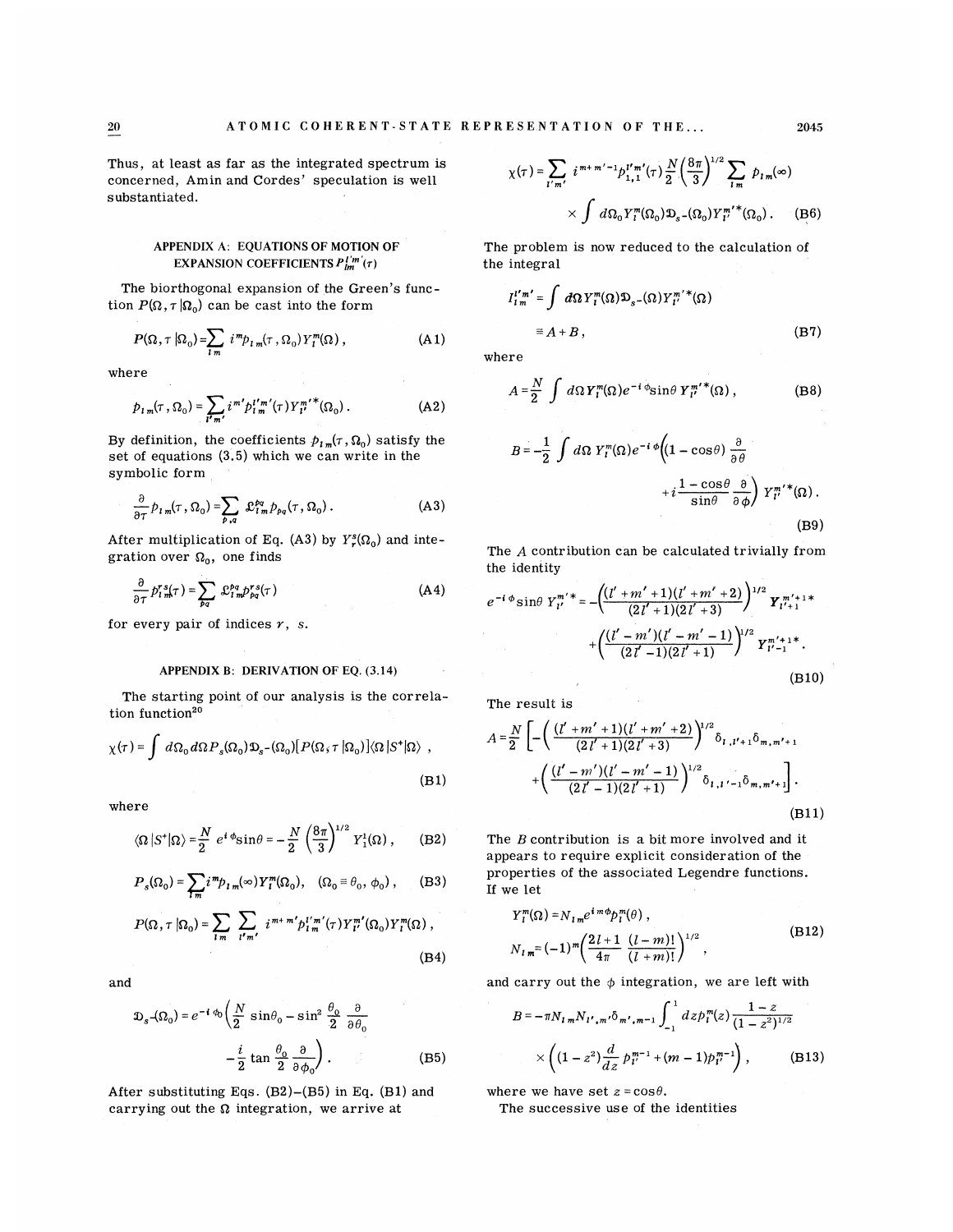Thus, at least as far as the integrated spectrum is concerned, Amin and Cordes' speculation is well substantiated.

## APPENDIX A: EQUATIONS OF MOTION OF EXPANSION COEFFICIENTS $P_{lm}^{l'm'}(\tau)$

The biorthogonal expansion of the Green's function $P(\Omega, \tau | \Omega_0)$ can be cast into the form

$$P(\Omega, \tau | \Omega_0) = \sum_{lm} i^m p_{lm}(\tau, \Omega_0) Y_l^m(\Omega), \tag{A1}$$

where

$$p_{lm}(\tau, \Omega_0) = \sum_{l'm'} i^{m'} p_{lm}^{l'm'}(\tau) Y_{l'}^{m'*}(\Omega_0). \tag{A2}$$

By definition, the coefficients $p_{lm}(\tau, \Omega_0)$ satisfy the set of equations (3.5) which we can write in the symbolic form

$$\frac{\partial}{\partial \tau} p_{lm}(\tau, \Omega_0) = \sum_{p,q} \mathcal{L}_{lm}^{pq} p_{pq}(\tau, \Omega_0). \tag{A3}$$

After multiplication of Eq. (A3) by $Y_r^s(\Omega_0)$ and integration over $\Omega_0$, one finds

$$\frac{\partial}{\partial \tau} p_{lm}^{rs}(\tau) = \sum_{pq} \mathcal{L}_{lm}^{pq} p_{pq}^{rs}(\tau) \tag{A4}$$

for every pair of indices $r$, $s$.

## APPENDIX B: DERIVATION OF EQ. (3.14)

The starting point of our analysis is the correlation function[20]

$$\chi(\tau) = \int d\Omega_0 d\Omega P_s(\Omega_0) \mathfrak{D}_{s^-}(\Omega_0)[P(\Omega, \tau | \Omega_0)] \langle \Omega | S^+ | \Omega \rangle, \tag{B1}$$

where

$$\langle \Omega | S^+ | \Omega \rangle = \frac{N}{2} e^{i\phi} \sin\theta = -\frac{N}{2}\left(\frac{8\pi}{3}\right)^{1/2} Y_1^1(\Omega), \tag{B2}$$

$$P_s(\Omega_0) = \sum_{lm} i^m p_{lm}(\infty) Y_l^m(\Omega_0), \quad (\Omega_0 \equiv \theta_0, \phi_0), \tag{B3}$$

$$P(\Omega, \tau | \Omega_0) = \sum_{lm} \sum_{l'm'} i^{m+m'} p_{lm}^{l'm'}(\tau) Y_{l'}^{m'}(\Omega_0) Y_l^m(\Omega), \tag{B4}$$

and

$$\mathfrak{D}_{s^-}(\Omega_0) = e^{-i\phi_0}\left(\frac{N}{2}\sin\theta_0 - \sin^2\frac{\theta_0}{2}\frac{\partial}{\partial\theta_0} - \frac{i}{2}\tan\frac{\theta_0}{2}\frac{\partial}{\partial\phi_0}\right). \tag{B5}$$

After substituting Eqs. (B2)–(B5) in Eq. (B1) and carrying out the $\Omega$ integration, we arrive at

$$\chi(\tau) = \sum_{l'm'} i^{m+m'-1} p_{1,1}^{l'm'}(\tau) \frac{N}{2}\left(\frac{8\pi}{3}\right)^{1/2} \sum_{lm} p_{lm}(\infty) \times \int d\Omega_0 Y_l^m(\Omega_0) \mathfrak{D}_{s^-}(\Omega_0) Y_{l'}^{m'*}(\Omega_0). \tag{B6}$$

The problem is now reduced to the calculation of the integral

$$I_{lm}^{l'm'} = \int d\Omega Y_l^m(\Omega) \mathfrak{D}_{s^-}(\Omega) Y_{l'}^{m'*}(\Omega) \equiv A + B, \tag{B7}$$

where

$$A = \frac{N}{2}\int d\Omega Y_l^m(\Omega) e^{-i\phi} \sin\theta \, Y_{l'}^{m'*}(\Omega), \tag{B8}$$

$$B = -\frac{1}{2}\int d\Omega \, Y_l^m(\Omega) e^{-i\phi}\left((1-\cos\theta)\frac{\partial}{\partial\theta} + i\frac{1-\cos\theta}{\sin\theta}\frac{\partial}{\partial\phi}\right) Y_{l'}^{m'*}(\Omega). \tag{B9}$$

The $A$ contribution can be calculated trivially from the identity

$$e^{-i\phi}\sin\theta \, Y_{l'}^{m'*} = -\left(\frac{(l'+m'+1)(l'+m'+2)}{(2l'+1)(2l'+3)}\right)^{1/2} Y_{l'+1}^{m'+1*} + \left(\frac{(l'-m')(l'-m'-1)}{(2l'-1)(2l'+1)}\right)^{1/2} Y_{l'-1}^{m'+1*}. \tag{B10}$$

The result is

$$A = \frac{N}{2}\left[-\left(\frac{(l'+m'+1)(l'+m'+2)}{(2l'+1)(2l'+3)}\right)^{1/2} \delta_{l,l'+1}\delta_{m,m'+1} + \left(\frac{(l'-m')(l'-m'-1)}{(2l'-1)(2l'+1)}\right)^{1/2} \delta_{l,l'-1}\delta_{m,m'+1}\right]. \tag{B11}$$

The $B$ contribution is a bit more involved and it appears to require explicit consideration of the properties of the associated Legendre functions. If we let

$$Y_l^m(\Omega) = N_{lm} e^{im\phi} p_l^m(\theta), \quad N_{lm} = (-1)^m \left(\frac{2l+1}{4\pi}\frac{(l-m)!}{(l+m)!}\right)^{1/2}, \tag{B12}$$

and carry out the $\phi$ integration, we are left with

$$B = -\pi N_{lm} N_{l',m'} \delta_{m',m-1} \int_{-1}^{1} dz \, p_l^m(z) \frac{1-z}{(1-z^2)^{1/2}} \times \left((1-z^2)\frac{d}{dz} p_{l'}^{m-1} + (m-1) p_{l'}^{m-1}\right), \tag{B13}$$

where we have set $z = \cos\theta$.

The successive use of the identities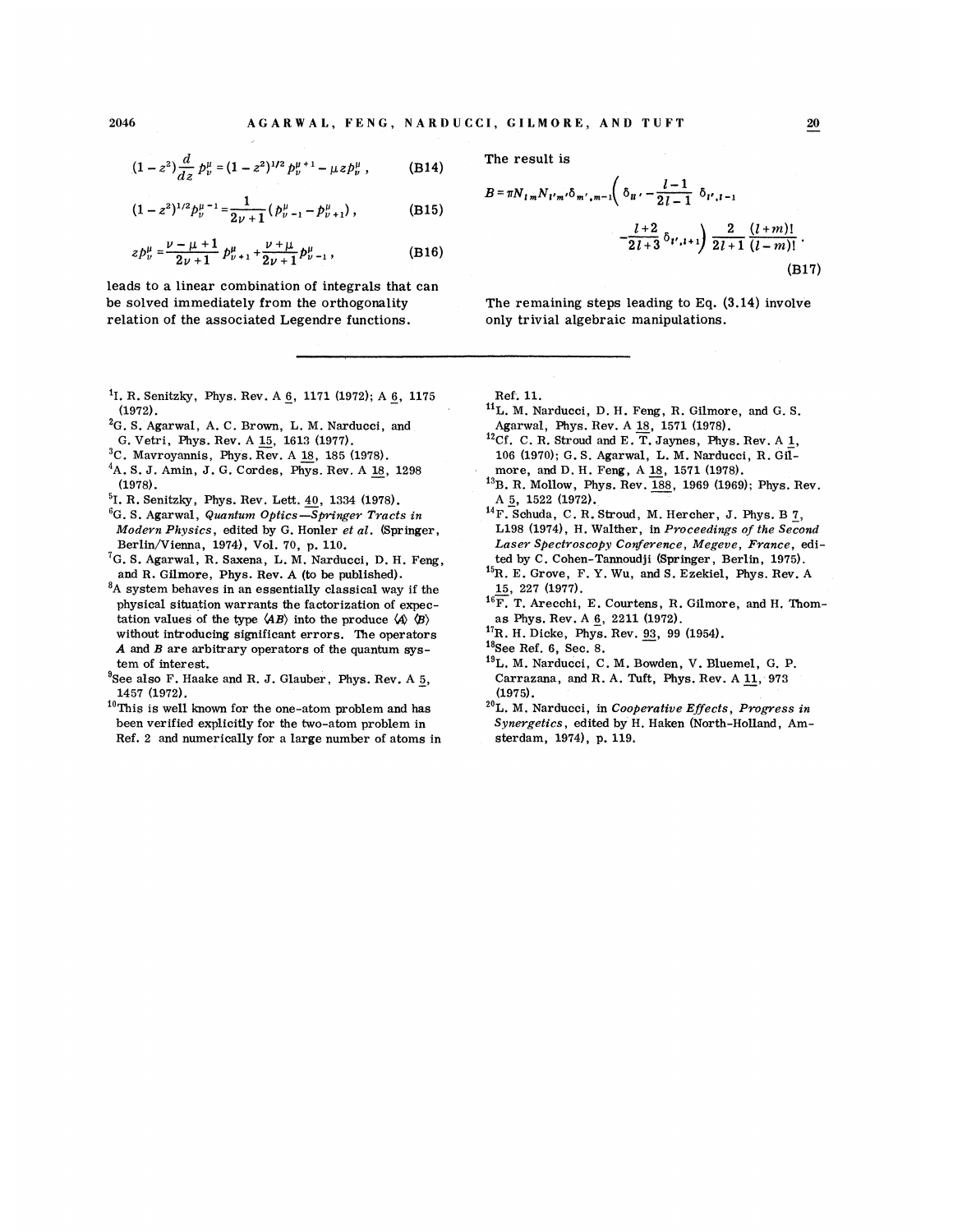$$(1-z^2)\frac{d}{dz}p_\nu^\mu = (1-z^2)^{1/2}p_\nu^{\mu+1} - \mu z p_\nu^\mu \,, \tag{B14}$$

$$(1-z^2)^{1/2}p_\nu^{\mu-1} = \frac{1}{2\nu+1}(p_{\nu-1}^\mu - p_{\nu+1}^\mu)\,, \tag{B15}$$

$$z p_\nu^\mu = \frac{\nu-\mu+1}{2\nu+1}p_{\nu+1}^\mu + \frac{\nu+\mu}{2\nu+1}p_{\nu-1}^\mu \,, \tag{B16}$$

leads to a linear combination of integrals that can be solved immediately from the orthogonality relation of the associated Legendre functions.

The result is

$$B = \pi N_{lm} N_{l'm'} \delta_{m',m-1}\left(\delta_{ll'} - \frac{l-1}{2l-1}\delta_{l',l-1} - \frac{l+2}{2l+3}\delta_{l',l+1}\right)\frac{2}{2l+1}\frac{(l+m)!}{(l-m)!}\,. \tag{B17}$$

The remaining steps leading to Eq. (3.14) involve only trivial algebraic manipulations.

---

[1] I. R. Senitzky, Phys. Rev. A 6, 1171 (1972); A 6, 1175 (1972).

[2] G. S. Agarwal, A. C. Brown, L. M. Narducci, and G. Vetri, Phys. Rev. A 15, 1613 (1977).

[3] C. Mavroyannis, Phys. Rev. A 18, 185 (1978).

[4] A. S. J. Amin, J. G. Cordes, Phys. Rev. A 18, 1298 (1978).

[5] I. R. Senitzky, Phys. Rev. Lett. 40, 1334 (1978).

[6] G. S. Agarwal, *Quantum Optics—Springer Tracts in Modern Physics*, edited by G. Honler *et al.* (Springer, Berlin/Vienna, 1974), Vol. 70, p. 110.

[7] G. S. Agarwal, R. Saxena, L. M. Narducci, D. H. Feng, and R. Gilmore, Phys. Rev. A (to be published).

[8] A system behaves in an essentially classical way if the physical situation warrants the factorization of expectation values of the type $\langle AB\rangle$ into the produce $\langle A\rangle\langle B\rangle$ without introducing significant errors. The operators $A$ and $B$ are arbitrary operators of the quantum system of interest.

[9] See also F. Haake and R. J. Glauber, Phys. Rev. A 5, 1457 (1972).

[10] This is well known for the one-atom problem and has been verified explicitly for the two-atom problem in Ref. 2 and numerically for a large number of atoms in Ref. 11.

[11] L. M. Narducci, D. H. Feng, R. Gilmore, and G. S. Agarwal, Phys. Rev. A 18, 1571 (1978).

[12] Cf. C. R. Stroud and E. T. Jaynes, Phys. Rev. A 1, 106 (1970); G. S. Agarwal, L. M. Narducci, R. Gilmore, and D. H. Feng, A 18, 1571 (1978).

[13] B. R. Mollow, Phys. Rev. 188, 1969 (1969); Phys. Rev. A 5, 1522 (1972).

[14] F. Schuda, C. R. Stroud, M. Hercher, J. Phys. B 7, L198 (1974), H. Walther, in *Proceedings of the Second Laser Spectroscopy Conference, Megeve, France*, edited by C. Cohen-Tannoudji (Springer, Berlin, 1975).

[15] R. E. Grove, F. Y. Wu, and S. Ezekiel, Phys. Rev. A 15, 227 (1977).

[16] F. T. Arecchi, E. Courtens, R. Gilmore, and H. Thomas Phys. Rev. A 6, 2211 (1972).

[17] R. H. Dicke, Phys. Rev. 93, 99 (1954).

[18] See Ref. 6, Sec. 8.

[19] L. M. Narducci, C. M. Bowden, V. Bluemel, G. P. Carrazana, and R. A. Tuft, Phys. Rev. A 11, 973 (1975).

[20] L. M. Narducci, in *Cooperative Effects, Progress in Synergetics*, edited by H. Haken (North-Holland, Amsterdam, 1974), p. 119.